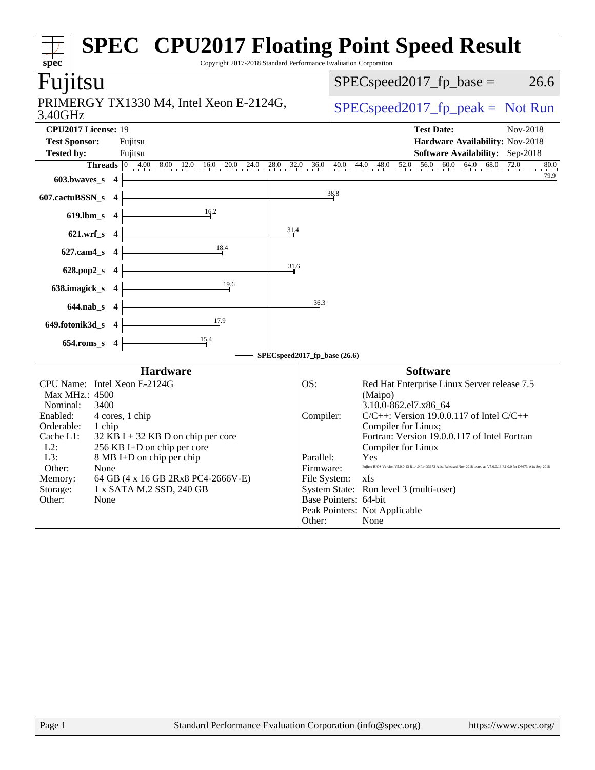# SPEC CPU2017 Floating Point Speed Result

Copyright 2017-2018 Standard Performance Evaluation Corporation

## Fujitsu

PRIMERGY TX1330 M4, Intel Xeon E-2124G, 3.40GHz

SPECspeed2017_fp_base = 26.6

SPECspeed2017_fp_peak = Not Run

| | | | |
|---|---|---|---|
| **CPU2017 License:** | 19 | **Test Date:** | Nov-2018 |
| **Test Sponsor:** | Fujitsu | **Hardware Availability:** | Nov-2018 |
| **Tested by:** | Fujitsu | **Software Availability:** | Sep-2018 |

| Benchmark | Threads | Base Result |
|---|---|---|
| 603.bwaves_s | 4 | 79.9 |
| 607.cactuBSSN_s | 4 | 38.8 |
| 619.lbm_s | 4 | 16.2 |
| 621.wrf_s | 4 | 31.4 |
| 627.cam4_s | 4 | 18.4 |
| 628.pop2_s | 4 | 31.6 |
| 638.imagick_s | 4 | 19.6 |
| 644.nab_s | 4 | 36.3 |
| 649.fotonik3d_s | 4 | 17.9 |
| 654.roms_s | 4 | 15.4 |

SPECspeed2017_fp_base (26.6)

### Hardware

| | |
|---|---|
| CPU Name: | Intel Xeon E-2124G |
| Max MHz.: | 4500 |
| Nominal: | 3400 |
| Enabled: | 4 cores, 1 chip |
| Orderable: | 1 chip |
| Cache L1: | 32 KB I + 32 KB D on chip per core |
| L2: | 256 KB I+D on chip per core |
| L3: | 8 MB I+D on chip per chip |
| Other: | None |
| Memory: | 64 GB (4 x 16 GB 2Rx8 PC4-2666V-E) |
| Storage: | 1 x SATA M.2 SSD, 240 GB |
| Other: | None |

### Software

| | |
|---|---|
| OS: | Red Hat Enterprise Linux Server release 7.5 (Maipo) 3.10.0-862.el7.x86_64 |
| Compiler: | C/C++: Version 19.0.0.117 of Intel C/C++ Compiler for Linux; Fortran: Version 19.0.0.117 of Intel Fortran Compiler for Linux |
| Parallel: | Yes |
| Firmware: | Fujitsu BIOS Version V5.0.0.13 R1.4.0 for D3673-A1x. Released Nov-2018 tested as V5.0.0.13 R1.0.0 for D3673-A1x Sep-2018 |
| File System: | xfs |
| System State: | Run level 3 (multi-user) |
| Base Pointers: | 64-bit |
| Peak Pointers: | Not Applicable |
| Other: | None |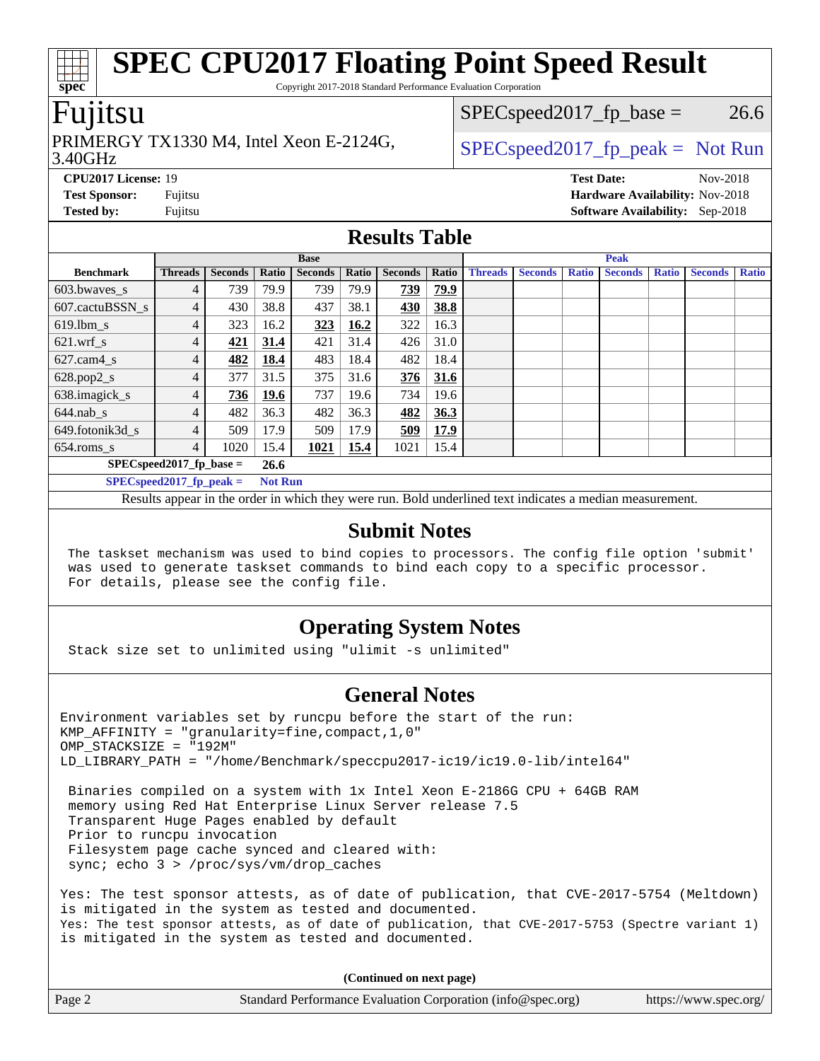# SPEC CPU2017 Floating Point Speed Result

Copyright 2017-2018 Standard Performance Evaluation Corporation

## Fujitsu

PRIMERGY TX1330 M4, Intel Xeon E-2124G, 3.40GHz

SPECspeed2017_fp_base = 26.6

SPECspeed2017_fp_peak = Not Run

**CPU2017 License:** 19
**Test Sponsor:** Fujitsu
**Tested by:** Fujitsu

**Test Date:** Nov-2018
**Hardware Availability:** Nov-2018
**Software Availability:** Sep-2018

## Results Table

| Benchmark | Base | | | | | | | Peak | | | | | | |
|---|---|---|---|---|---|---|---|---|---|---|---|---|---|---|
| | Threads | Seconds | Ratio | Seconds | Ratio | Seconds | Ratio | Threads | Seconds | Ratio | Seconds | Ratio | Seconds | Ratio |
| 603.bwaves_s | 4 | 739 | 79.9 | 739 | 79.9 | **739** | **79.9** | | | | | | | |
| 607.cactuBSSN_s | 4 | 430 | 38.8 | 437 | 38.1 | **430** | **38.8** | | | | | | | |
| 619.lbm_s | 4 | 323 | 16.2 | **323** | **16.2** | 322 | 16.3 | | | | | | | |
| 621.wrf_s | 4 | **421** | **31.4** | 421 | 31.4 | 426 | 31.0 | | | | | | | |
| 627.cam4_s | 4 | **482** | **18.4** | 483 | 18.4 | 482 | 18.4 | | | | | | | |
| 628.pop2_s | 4 | 377 | 31.5 | 375 | 31.6 | **376** | **31.6** | | | | | | | |
| 638.imagick_s | 4 | **736** | **19.6** | 737 | 19.6 | 734 | 19.6 | | | | | | | |
| 644.nab_s | 4 | 482 | 36.3 | 482 | 36.3 | **482** | **36.3** | | | | | | | |
| 649.fotonik3d_s | 4 | 509 | 17.9 | 509 | 17.9 | **509** | **17.9** | | | | | | | |
| 654.roms_s | 4 | 1020 | 15.4 | **1021** | **15.4** | 1021 | 15.4 | | | | | | | |

**SPECspeed2017_fp_base = 26.6**

**SPECspeed2017_fp_peak = Not Run**

Results appear in the order in which they were run. Bold underlined text indicates a median measurement.

## Submit Notes

```
The taskset mechanism was used to bind copies to processors. The config file option 'submit'
was used to generate taskset commands to bind each copy to a specific processor.
For details, please see the config file.
```

## Operating System Notes

```
Stack size set to unlimited using "ulimit -s unlimited"
```

## General Notes

```
Environment variables set by runcpu before the start of the run:
KMP_AFFINITY = "granularity=fine,compact,1,0"
OMP_STACKSIZE = "192M"
LD_LIBRARY_PATH = "/home/Benchmark/speccpu2017-ic19/ic19.0-lib/intel64"

 Binaries compiled on a system with 1x Intel Xeon E-2186G CPU + 64GB RAM
 memory using Red Hat Enterprise Linux Server release 7.5
 Transparent Huge Pages enabled by default
 Prior to runcpu invocation
 Filesystem page cache synced and cleared with:
 sync; echo 3 > /proc/sys/vm/drop_caches

Yes: The test sponsor attests, as of date of publication, that CVE-2017-5754 (Meltdown)
is mitigated in the system as tested and documented.
Yes: The test sponsor attests, as of date of publication, that CVE-2017-5753 (Spectre variant 1)
is mitigated in the system as tested and documented.
```

**(Continued on next page)**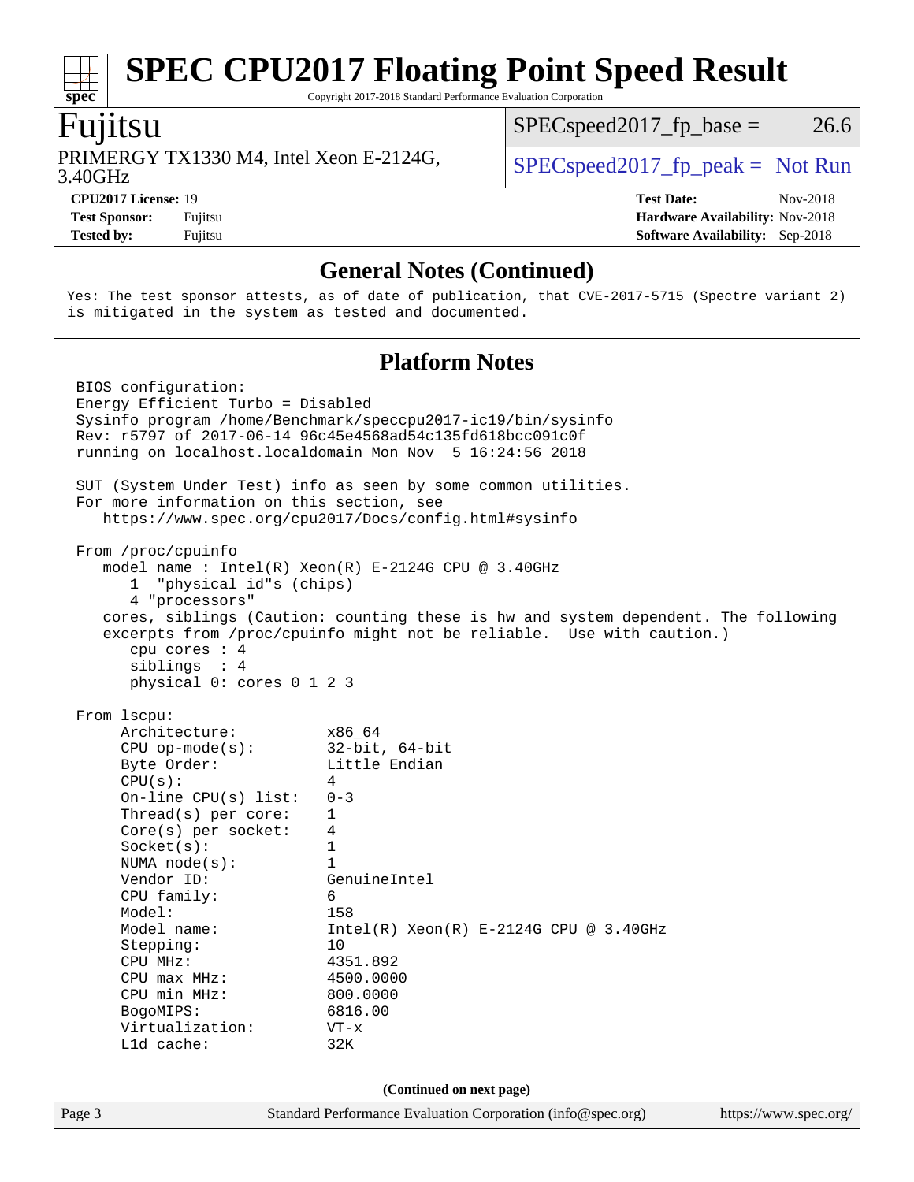## General Notes (Continued)

```
Yes: The test sponsor attests, as of date of publication, that CVE-2017-5715 (Spectre variant 2)
is mitigated in the system as tested and documented.
```

## Platform Notes

```
BIOS configuration:
Energy Efficient Turbo = Disabled
Sysinfo program /home/Benchmark/speccpu2017-ic19/bin/sysinfo
Rev: r5797 of 2017-06-14 96c45e4568ad54c135fd618bcc091c0f
running on localhost.localdomain Mon Nov  5 16:24:56 2018

SUT (System Under Test) info as seen by some common utilities.
For more information on this section, see
   https://www.spec.org/cpu2017/Docs/config.html#sysinfo

From /proc/cpuinfo
   model name : Intel(R) Xeon(R) E-2124G CPU @ 3.40GHz
      1  "physical id"s (chips)
      4 "processors"
   cores, siblings (Caution: counting these is hw and system dependent. The following
   excerpts from /proc/cpuinfo might not be reliable.  Use with caution.)
      cpu cores : 4
      siblings  : 4
      physical 0: cores 0 1 2 3

From lscpu:
     Architecture:          x86_64
     CPU op-mode(s):        32-bit, 64-bit
     Byte Order:            Little Endian
     CPU(s):                4
     On-line CPU(s) list:   0-3
     Thread(s) per core:    1
     Core(s) per socket:    4
     Socket(s):             1
     NUMA node(s):          1
     Vendor ID:             GenuineIntel
     CPU family:            6
     Model:                 158
     Model name:            Intel(R) Xeon(R) E-2124G CPU @ 3.40GHz
     Stepping:              10
     CPU MHz:               4351.892
     CPU max MHz:           4500.0000
     CPU min MHz:           800.0000
     BogoMIPS:              6816.00
     Virtualization:        VT-x
     L1d cache:             32K
```

(Continued on next page)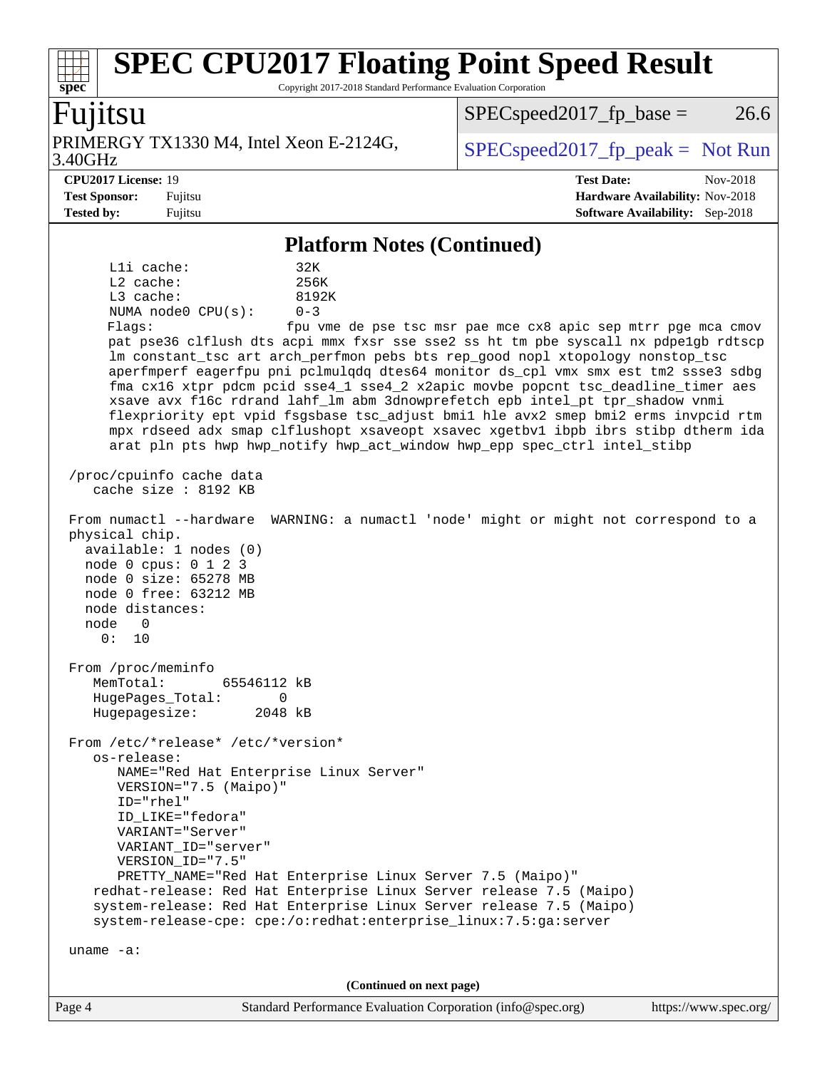## Platform Notes (Continued)

```
     L1i cache:             32K
     L2 cache:              256K
     L3 cache:              8192K
     NUMA node0 CPU(s):     0-3
     Flags:                 fpu vme de pse tsc msr pae mce cx8 apic sep mtrr pge mca cmov
     pat pse36 clflush dts acpi mmx fxsr sse sse2 ss ht tm pbe syscall nx pdpe1gb rdtscp
     lm constant_tsc art arch_perfmon pebs bts rep_good nopl xtopology nonstop_tsc
     aperfmperf eagerfpu pni pclmulqdq dtes64 monitor ds_cpl vmx smx est tm2 ssse3 sdbg
     fma cx16 xtpr pdcm pcid sse4_1 sse4_2 x2apic movbe popcnt tsc_deadline_timer aes
     xsave avx f16c rdrand lahf_lm abm 3dnowprefetch epb intel_pt tpr_shadow vnmi
     flexpriority ept vpid fsgsbase tsc_adjust bmi1 hle avx2 smep bmi2 erms invpcid rtm
     mpx rdseed adx smap clflushopt xsaveopt xsavec xgetbv1 ibpb ibrs stibp dtherm ida
     arat pln pts hwp hwp_notify hwp_act_window hwp_epp spec_ctrl intel_stibp

 /proc/cpuinfo cache data
    cache size : 8192 KB

 From numactl --hardware  WARNING: a numactl 'node' might or might not correspond to a
 physical chip.
   available: 1 nodes (0)
   node 0 cpus: 0 1 2 3
   node 0 size: 65278 MB
   node 0 free: 63212 MB
   node distances:
   node   0
     0:  10

 From /proc/meminfo
    MemTotal:       65546112 kB
    HugePages_Total:       0
    Hugepagesize:       2048 kB

 From /etc/*release* /etc/*version*
    os-release:
       NAME="Red Hat Enterprise Linux Server"
       VERSION="7.5 (Maipo)"
       ID="rhel"
       ID_LIKE="fedora"
       VARIANT="Server"
       VARIANT_ID="server"
       VERSION_ID="7.5"
       PRETTY_NAME="Red Hat Enterprise Linux Server 7.5 (Maipo)"
    redhat-release: Red Hat Enterprise Linux Server release 7.5 (Maipo)
    system-release: Red Hat Enterprise Linux Server release 7.5 (Maipo)
    system-release-cpe: cpe:/o:redhat:enterprise_linux:7.5:ga:server

 uname -a:
```

**(Continued on next page)**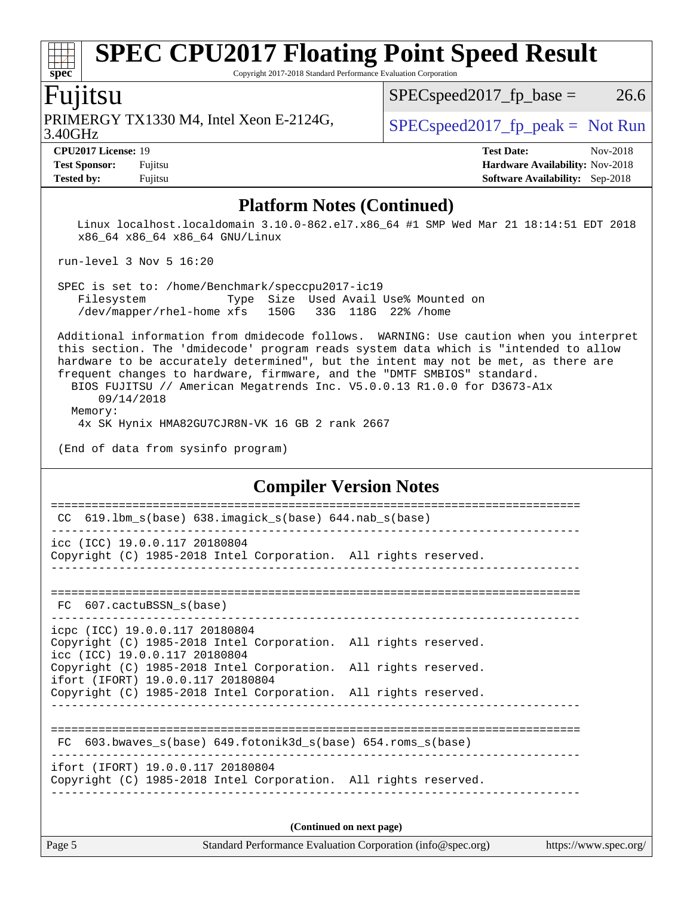## Platform Notes (Continued)

```
   Linux localhost.localdomain 3.10.0-862.el7.x86_64 #1 SMP Wed Mar 21 18:14:51 EDT 2018
   x86_64 x86_64 x86_64 GNU/Linux

run-level 3 Nov 5 16:20

SPEC is set to: /home/Benchmark/speccpu2017-ic19
   Filesystem           Type  Size  Used Avail Use% Mounted on
   /dev/mapper/rhel-home xfs   150G   33G  118G  22% /home

Additional information from dmidecode follows.  WARNING: Use caution when you interpret
this section. The 'dmidecode' program reads system data which is "intended to allow
hardware to be accurately determined", but the intent may not be met, as there are
frequent changes to hardware, firmware, and the "DMTF SMBIOS" standard.
  BIOS FUJITSU // American Megatrends Inc. V5.0.0.13 R1.0.0 for D3673-A1x
      09/14/2018
  Memory:
   4x SK Hynix HMA82GU7CJR8N-VK 16 GB 2 rank 2667

(End of data from sysinfo program)
```

## Compiler Version Notes

```
==============================================================================
 CC  619.lbm_s(base) 638.imagick_s(base) 644.nab_s(base)
------------------------------------------------------------------------------
icc (ICC) 19.0.0.117 20180804
Copyright (C) 1985-2018 Intel Corporation.  All rights reserved.
------------------------------------------------------------------------------

==============================================================================
 FC  607.cactuBSSN_s(base)
------------------------------------------------------------------------------
icpc (ICC) 19.0.0.117 20180804
Copyright (C) 1985-2018 Intel Corporation.  All rights reserved.
icc (ICC) 19.0.0.117 20180804
Copyright (C) 1985-2018 Intel Corporation.  All rights reserved.
ifort (IFORT) 19.0.0.117 20180804
Copyright (C) 1985-2018 Intel Corporation.  All rights reserved.
------------------------------------------------------------------------------

==============================================================================
 FC  603.bwaves_s(base) 649.fotonik3d_s(base) 654.roms_s(base)
------------------------------------------------------------------------------
ifort (IFORT) 19.0.0.117 20180804
Copyright (C) 1985-2018 Intel Corporation.  All rights reserved.
------------------------------------------------------------------------------
```

(Continued on next page)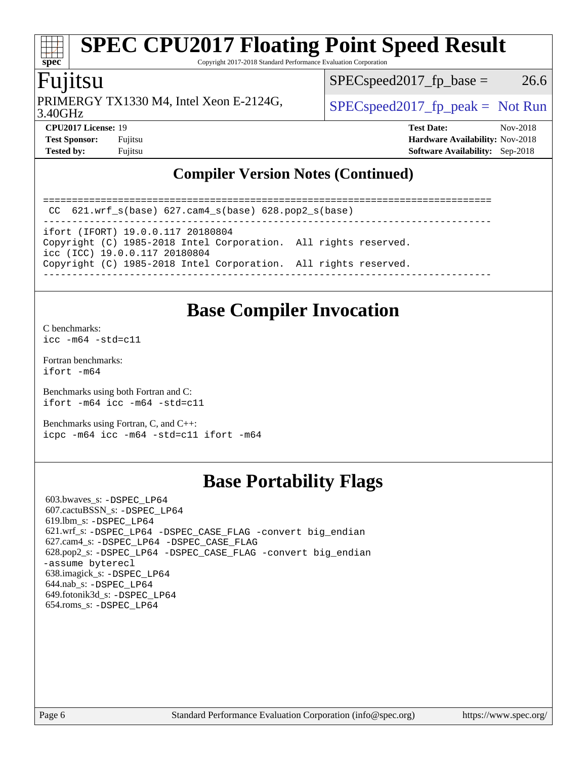## Compiler Version Notes (Continued)

```
==============================================================================
 CC  621.wrf_s(base) 627.cam4_s(base) 628.pop2_s(base)
------------------------------------------------------------------------------
ifort (IFORT) 19.0.0.117 20180804
Copyright (C) 1985-2018 Intel Corporation.  All rights reserved.
icc (ICC) 19.0.0.117 20180804
Copyright (C) 1985-2018 Intel Corporation.  All rights reserved.
------------------------------------------------------------------------------
```

# Base Compiler Invocation

C benchmarks:
`icc -m64 -std=c11`

Fortran benchmarks:
`ifort -m64`

Benchmarks using both Fortran and C:
`ifort -m64 icc -m64 -std=c11`

Benchmarks using Fortran, C, and C++:
`icpc -m64 icc -m64 -std=c11 ifort -m64`

# Base Portability Flags

603.bwaves_s: `-DSPEC_LP64`
607.cactuBSSN_s: `-DSPEC_LP64`
619.lbm_s: `-DSPEC_LP64`
621.wrf_s: `-DSPEC_LP64 -DSPEC_CASE_FLAG -convert big_endian`
627.cam4_s: `-DSPEC_LP64 -DSPEC_CASE_FLAG`
628.pop2_s: `-DSPEC_LP64 -DSPEC_CASE_FLAG -convert big_endian -assume byterecl`
638.imagick_s: `-DSPEC_LP64`
644.nab_s: `-DSPEC_LP64`
649.fotonik3d_s: `-DSPEC_LP64`
654.roms_s: `-DSPEC_LP64`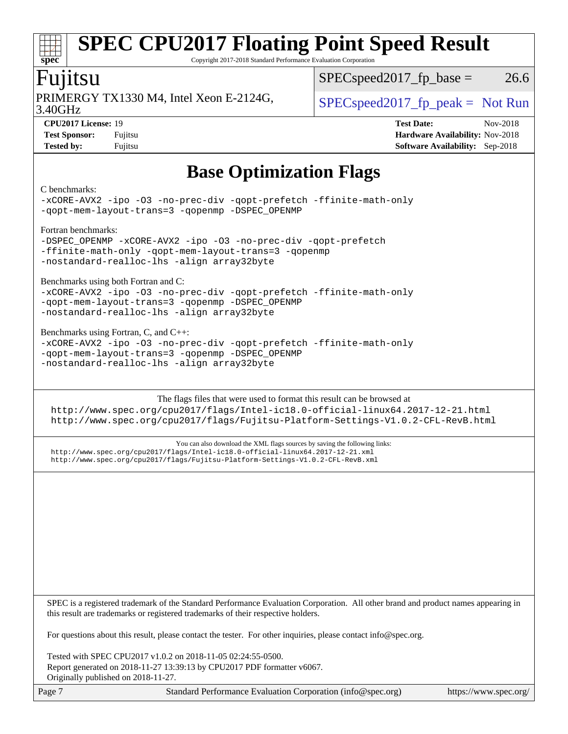# Base Optimization Flags

C benchmarks:

```
-xCORE-AVX2 -ipo -O3 -no-prec-div -qopt-prefetch -ffinite-math-only
-qopt-mem-layout-trans=3 -qopenmp -DSPEC_OPENMP
```

Fortran benchmarks:

```
-DSPEC_OPENMP -xCORE-AVX2 -ipo -O3 -no-prec-div -qopt-prefetch
-ffinite-math-only -qopt-mem-layout-trans=3 -qopenmp
-nostandard-realloc-lhs -align array32byte
```

Benchmarks using both Fortran and C:

```
-xCORE-AVX2 -ipo -O3 -no-prec-div -qopt-prefetch -ffinite-math-only
-qopt-mem-layout-trans=3 -qopenmp -DSPEC_OPENMP
-nostandard-realloc-lhs -align array32byte
```

Benchmarks using Fortran, C, and C++:

```
-xCORE-AVX2 -ipo -O3 -no-prec-div -qopt-prefetch -ffinite-math-only
-qopt-mem-layout-trans=3 -qopenmp -DSPEC_OPENMP
-nostandard-realloc-lhs -align array32byte
```

The flags files that were used to format this result can be browsed at

http://www.spec.org/cpu2017/flags/Intel-ic18.0-official-linux64.2017-12-21.html
http://www.spec.org/cpu2017/flags/Fujitsu-Platform-Settings-V1.0.2-CFL-RevB.html

You can also download the XML flags sources by saving the following links:

http://www.spec.org/cpu2017/flags/Intel-ic18.0-official-linux64.2017-12-21.xml
http://www.spec.org/cpu2017/flags/Fujitsu-Platform-Settings-V1.0.2-CFL-RevB.xml

SPEC is a registered trademark of the Standard Performance Evaluation Corporation. All other brand and product names appearing in this result are trademarks or registered trademarks of their respective holders.

For questions about this result, please contact the tester. For other inquiries, please contact info@spec.org.

Tested with SPEC CPU2017 v1.0.2 on 2018-11-05 02:24:55-0500.
Report generated on 2018-11-27 13:39:13 by CPU2017 PDF formatter v6067.
Originally published on 2018-11-27.